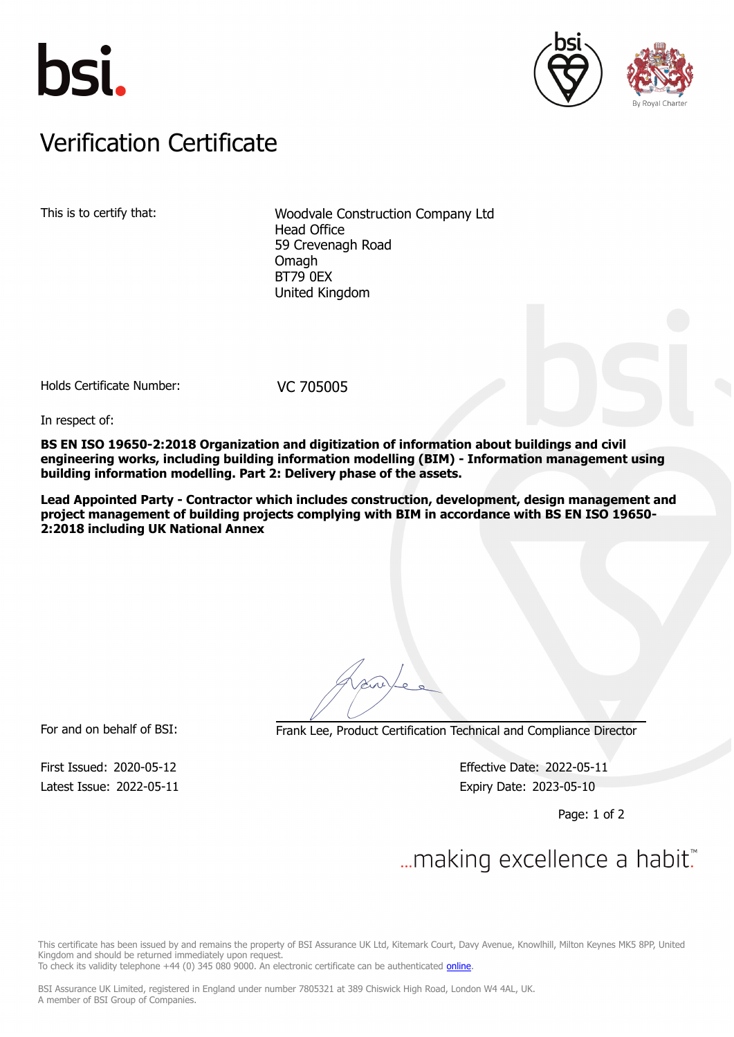bsi.

# Verification Certificate

This is to certify that: Woodvale Construction Company Ltd
Head Office
59 Crevenagh Road
Omagh
BT79 0EX
United Kingdom

Holds Certificate Number: VC 705005

In respect of:

**BS EN ISO 19650-2:2018 Organization and digitization of information about buildings and civil engineering works, including building information modelling (BIM) - Information management using building information modelling. Part 2: Delivery phase of the assets.**

**Lead Appointed Party - Contractor which includes construction, development, design management and project management of building projects complying with BIM in accordance with BS EN ISO 19650-2:2018 including UK National Annex**

For and on behalf of BSI: Frank Lee, Product Certification Technical and Compliance Director

First Issued: 2020-05-12
Latest Issue: 2022-05-11

Effective Date: 2022-05-11
Expiry Date: 2023-05-10

...making excellence a habit.™

This certificate has been issued by and remains the property of BSI Assurance UK Ltd, Kitemark Court, Davy Avenue, Knowlhill, Milton Keynes MK5 8PP, United Kingdom and should be returned immediately upon request.
To check its validity telephone +44 (0) 345 080 9000. An electronic certificate can be authenticated online.

BSI Assurance UK Limited, registered in England under number 7805321 at 389 Chiswick High Road, London W4 4AL, UK.
A member of BSI Group of Companies.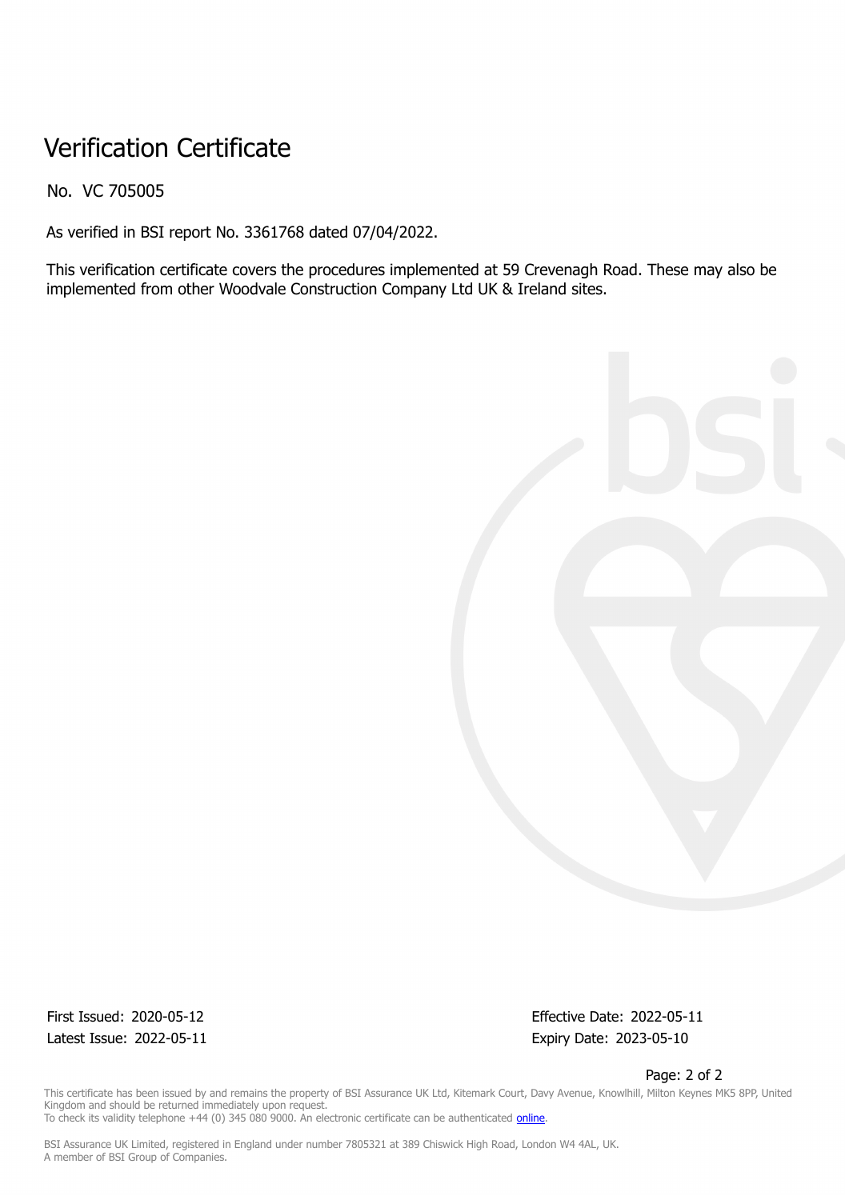# Verification Certificate

No. VC 705005

As verified in BSI report No. 3361768 dated 07/04/2022.

This verification certificate covers the procedures implemented at 59 Crevenagh Road. These may also be implemented from other Woodvale Construction Company Ltd UK & Ireland sites.

First Issued: 2020-05-12
Latest Issue: 2022-05-11

Effective Date: 2022-05-11
Expiry Date: 2023-05-10

This certificate has been issued by and remains the property of BSI Assurance UK Ltd, Kitemark Court, Davy Avenue, Knowlhill, Milton Keynes MK5 8PP, United Kingdom and should be returned immediately upon request.
To check its validity telephone +44 (0) 345 080 9000. An electronic certificate can be authenticated online.

BSI Assurance UK Limited, registered in England under number 7805321 at 389 Chiswick High Road, London W4 4AL, UK.
A member of BSI Group of Companies.